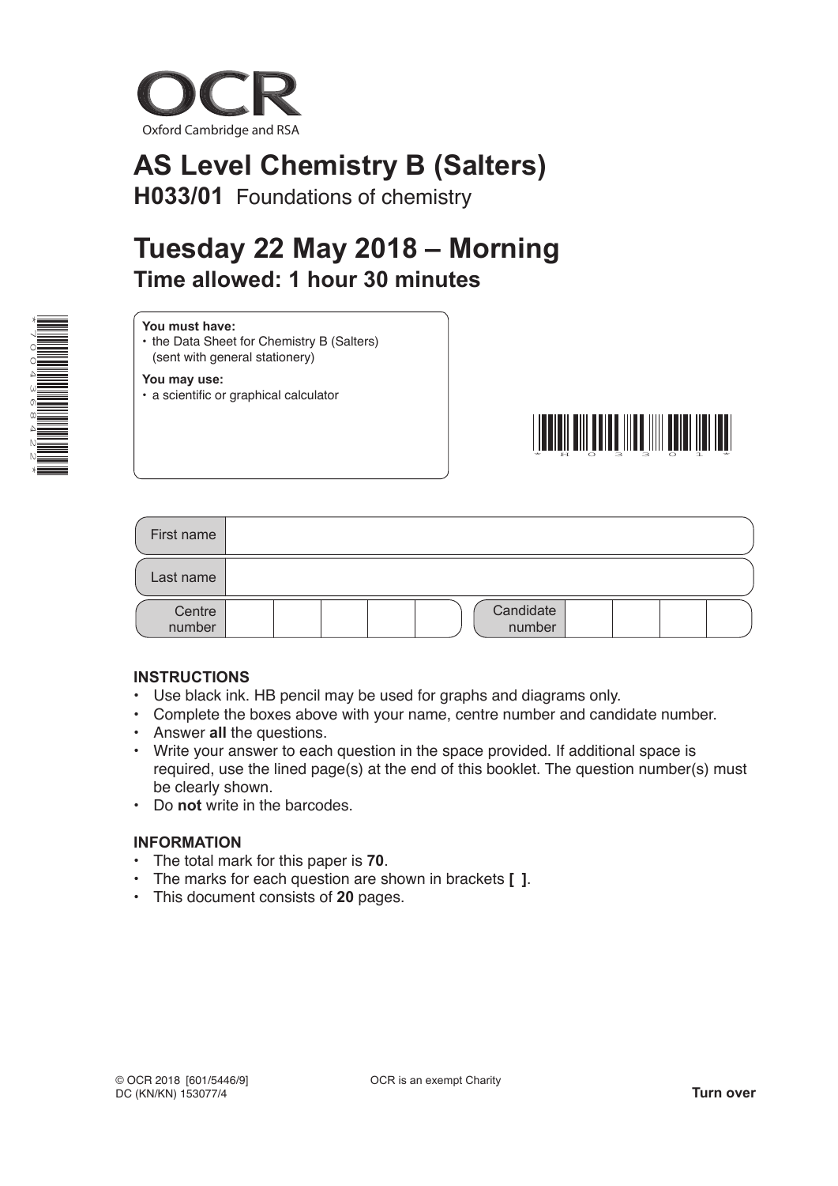OCR

Oxford Cambridge and RSA

# AS Level Chemistry B (Salters)

**H033/01** Foundations of chemistry

# Tuesday 22 May 2018 – Morning

## Time allowed: 1 hour 30 minutes

**You must have:**
- the Data Sheet for Chemistry B (Salters) (sent with general stationery)

**You may use:**
- a scientific or graphical calculator

| First name | |
|---|---|
| Last name | |
| Centre number | Candidate number |

**INSTRUCTIONS**
- Use black ink. HB pencil may be used for graphs and diagrams only.
- Complete the boxes above with your name, centre number and candidate number.
- Answer **all** the questions.
- Write your answer to each question in the space provided. If additional space is required, use the lined page(s) at the end of this booklet. The question number(s) must be clearly shown.
- Do **not** write in the barcodes.

**INFORMATION**
- The total mark for this paper is **70**.
- The marks for each question are shown in brackets **[ ]**.
- This document consists of **20** pages.

© OCR 2018 [601/5446/9]
DC (KN/KN) 153077/4

OCR is an exempt Charity

**Turn over**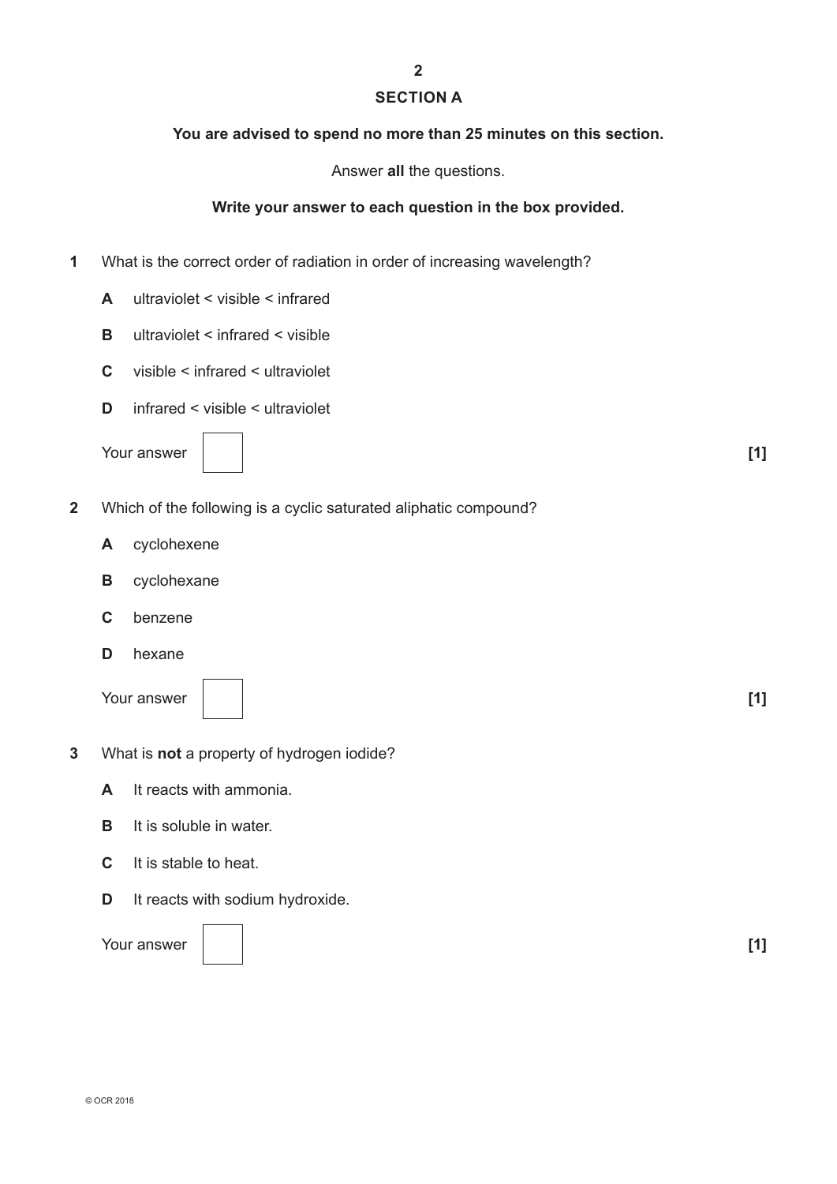## SECTION A

**You are advised to spend no more than 25 minutes on this section.**

Answer **all** the questions.

**Write your answer to each question in the box provided.**

**1** What is the correct order of radiation in order of increasing wavelength?

**A** ultraviolet < visible < infrared

**B** ultraviolet < infrared < visible

**C** visible < infrared < ultraviolet

**D** infrared < visible < ultraviolet

Your answer [ ] **[1]**

**2** Which of the following is a cyclic saturated aliphatic compound?

**A** cyclohexene

**B** cyclohexane

**C** benzene

**D** hexane

Your answer [ ] **[1]**

**3** What is **not** a property of hydrogen iodide?

**A** It reacts with ammonia.

**B** It is soluble in water.

**C** It is stable to heat.

**D** It reacts with sodium hydroxide.

Your answer [ ] **[1]**

© OCR 2018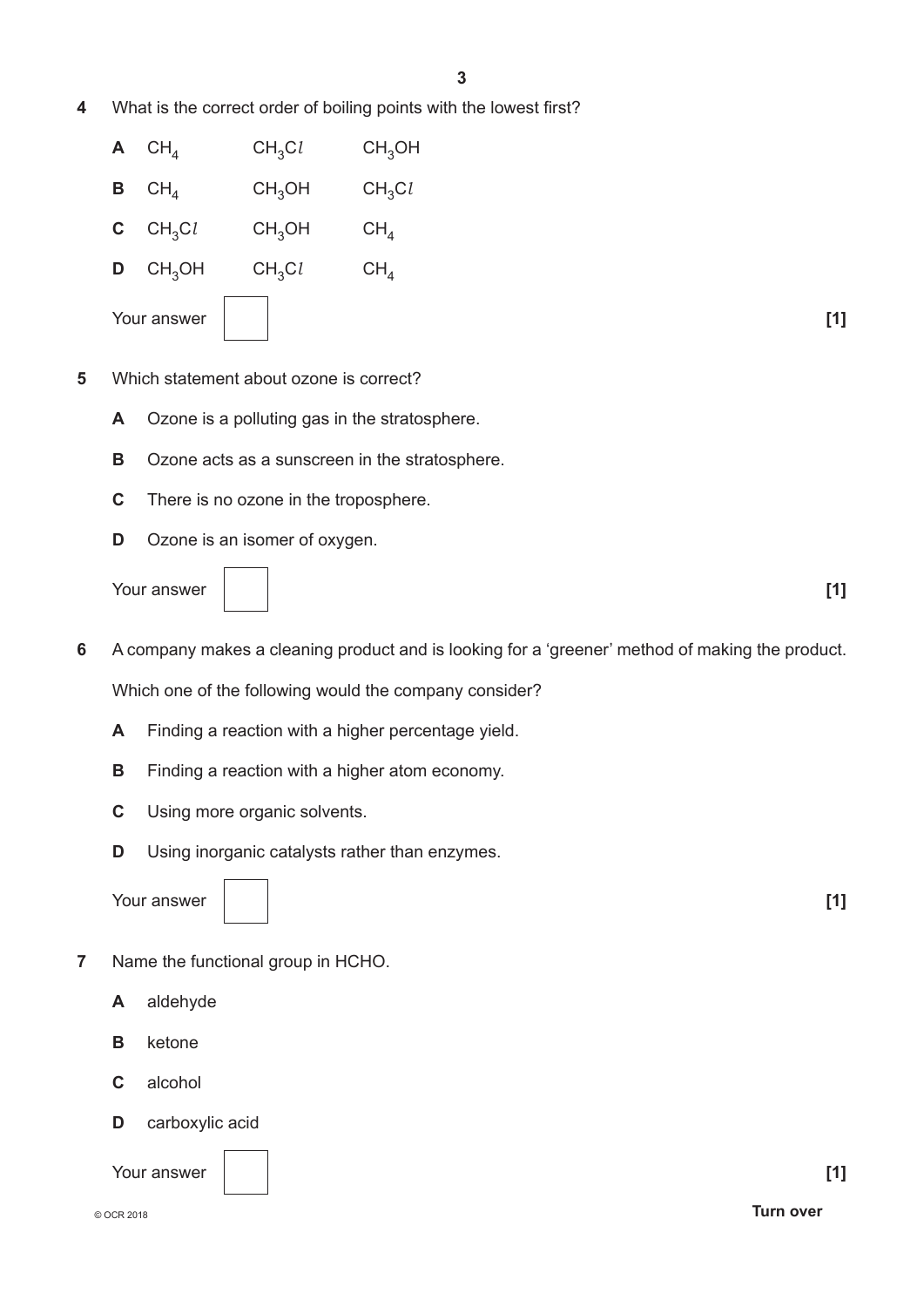**4** What is the correct order of boiling points with the lowest first?

| | | | |
|---|---|---|---|
| **A** | $CH_4$ | $CH_3Cl$ | $CH_3OH$ |
| **B** | $CH_4$ | $CH_3OH$ | $CH_3Cl$ |
| **C** | $CH_3Cl$ | $CH_3OH$ | $CH_4$ |
| **D** | $CH_3OH$ | $CH_3Cl$ | $CH_4$ |

Your answer [ ] **[1]**

**5** Which statement about ozone is correct?

**A** Ozone is a polluting gas in the stratosphere.

**B** Ozone acts as a sunscreen in the stratosphere.

**C** There is no ozone in the troposphere.

**D** Ozone is an isomer of oxygen.

Your answer [ ] **[1]**

**6** A company makes a cleaning product and is looking for a 'greener' method of making the product.

Which one of the following would the company consider?

**A** Finding a reaction with a higher percentage yield.

**B** Finding a reaction with a higher atom economy.

**C** Using more organic solvents.

**D** Using inorganic catalysts rather than enzymes.

Your answer [ ] **[1]**

**7** Name the functional group in HCHO.

**A** aldehyde

**B** ketone

**C** alcohol

**D** carboxylic acid

Your answer [ ] **[1]**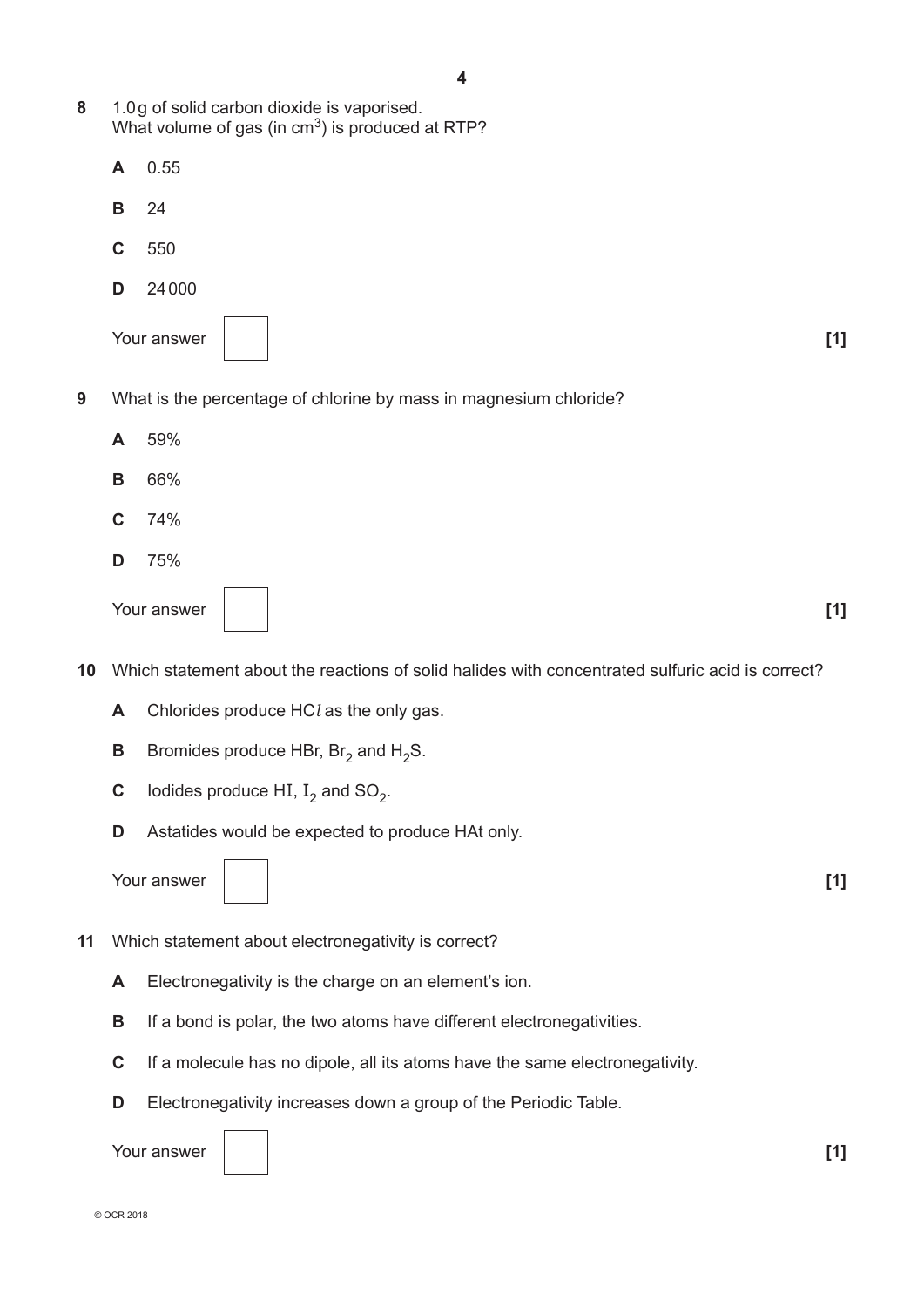**8** 1.0 g of solid carbon dioxide is vaporised.
What volume of gas (in $cm^3$) is produced at RTP?

**A** 0.55

**B** 24

**C** 550

**D** 24 000

Your answer [1]

**9** What is the percentage of chlorine by mass in magnesium chloride?

**A** 59%

**B** 66%

**C** 74%

**D** 75%

Your answer [1]

**10** Which statement about the reactions of solid halides with concentrated sulfuric acid is correct?

**A** Chlorides produce $HCl$ as the only gas.

**B** Bromides produce HBr, $Br_2$ and $H_2S$.

**C** Iodides produce HI, $I_2$ and $SO_2$.

**D** Astatides would be expected to produce HAt only.

Your answer [1]

**11** Which statement about electronegativity is correct?

**A** Electronegativity is the charge on an element's ion.

**B** If a bond is polar, the two atoms have different electronegativities.

**C** If a molecule has no dipole, all its atoms have the same electronegativity.

**D** Electronegativity increases down a group of the Periodic Table.

Your answer [1]

© OCR 2018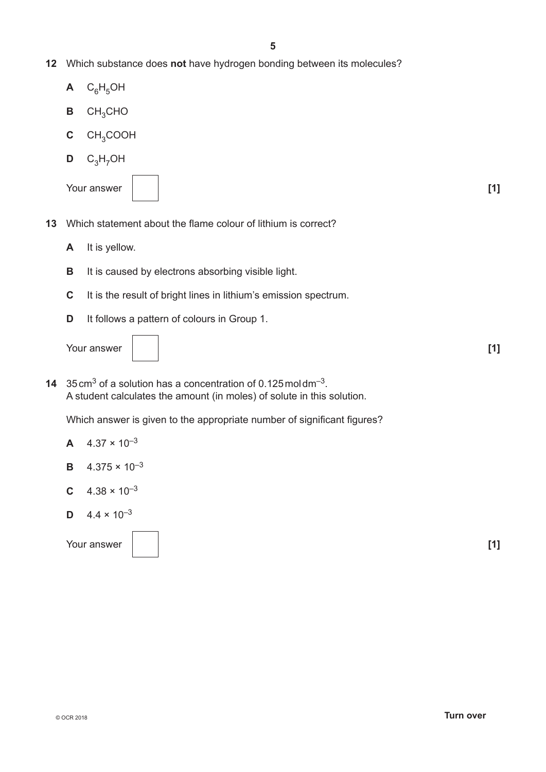**12** Which substance does **not** have hydrogen bonding between its molecules?

**A** $C_6H_5OH$

**B** $CH_3CHO$

**C** $CH_3COOH$

**D** $C_3H_7OH$

Your answer [ ] **[1]**

**13** Which statement about the flame colour of lithium is correct?

**A** It is yellow.

**B** It is caused by electrons absorbing visible light.

**C** It is the result of bright lines in lithium's emission spectrum.

**D** It follows a pattern of colours in Group 1.

Your answer [ ] **[1]**

**14** $35\,cm^3$ of a solution has a concentration of $0.125\,mol\,dm^{-3}$.
A student calculates the amount (in moles) of solute in this solution.

Which answer is given to the appropriate number of significant figures?

**A** $4.37 \times 10^{-3}$

**B** $4.375 \times 10^{-3}$

**C** $4.38 \times 10^{-3}$

**D** $4.4 \times 10^{-3}$

Your answer [ ] **[1]**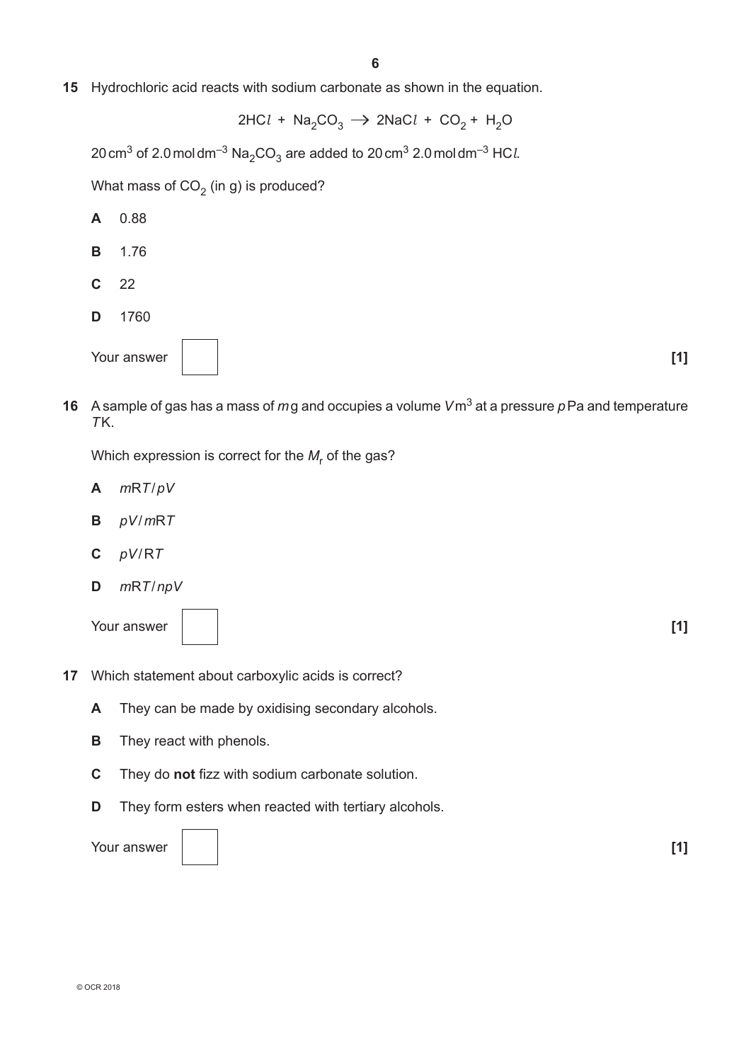**15** Hydrochloric acid reacts with sodium carbonate as shown in the equation.

$$2HCl + Na_2CO_3 \rightarrow 2NaCl + CO_2 + H_2O$$

20 $cm^3$ of 2.0 $mol\,dm^{-3}$ $Na_2CO_3$ are added to 20 $cm^3$ 2.0 $mol\,dm^{-3}$ $HCl$.

What mass of $CO_2$ (in g) is produced?

**A** 0.88

**B** 1.76

**C** 22

**D** 1760

Your answer [ ] **[1]**

**16** A sample of gas has a mass of $m$ g and occupies a volume $V$ $m^3$ at a pressure $p$ Pa and temperature $T$ K.

Which expression is correct for the $M_r$ of the gas?

**A** $mRT/pV$

**B** $pV/mRT$

**C** $pV/RT$

**D** $mRT/npV$

Your answer [ ] **[1]**

**17** Which statement about carboxylic acids is correct?

**A** They can be made by oxidising secondary alcohols.

**B** They react with phenols.

**C** They do **not** fizz with sodium carbonate solution.

**D** They form esters when reacted with tertiary alcohols.

Your answer [ ] **[1]**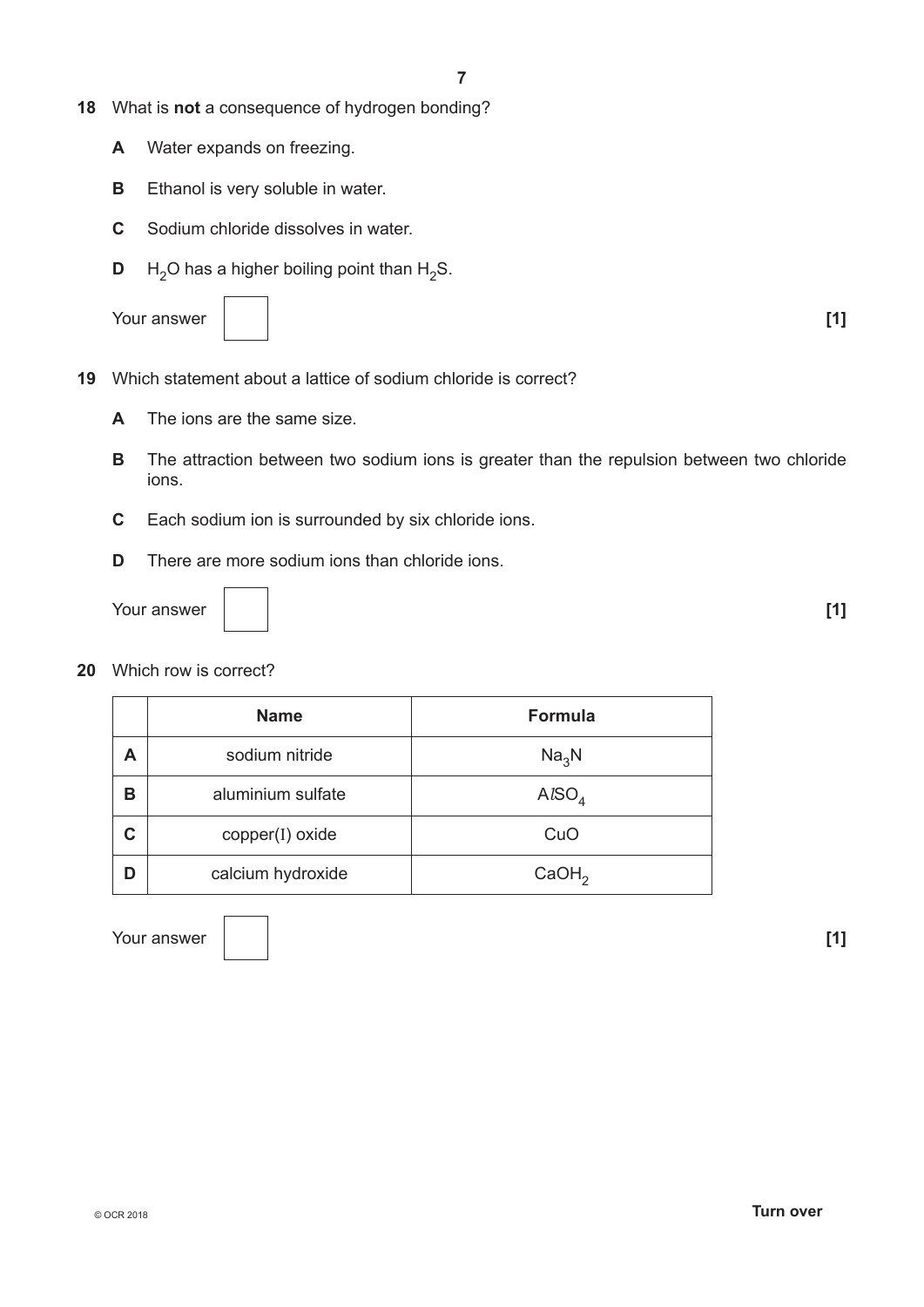**18** What is **not** a consequence of hydrogen bonding?

**A** Water expands on freezing.

**B** Ethanol is very soluble in water.

**C** Sodium chloride dissolves in water.

**D** $H_2O$ has a higher boiling point than $H_2S$.

Your answer [ ] **[1]**

**19** Which statement about a lattice of sodium chloride is correct?

**A** The ions are the same size.

**B** The attraction between two sodium ions is greater than the repulsion between two chloride ions.

**C** Each sodium ion is surrounded by six chloride ions.

**D** There are more sodium ions than chloride ions.

Your answer [ ] **[1]**

**20** Which row is correct?

| | Name | Formula |
|---|---|---|
| **A** | sodium nitride | $Na_3N$ |
| **B** | aluminium sulfate | $AlSO_4$ |
| **C** | copper(I) oxide | $CuO$ |
| **D** | calcium hydroxide | $CaOH_2$ |

Your answer [ ] **[1]**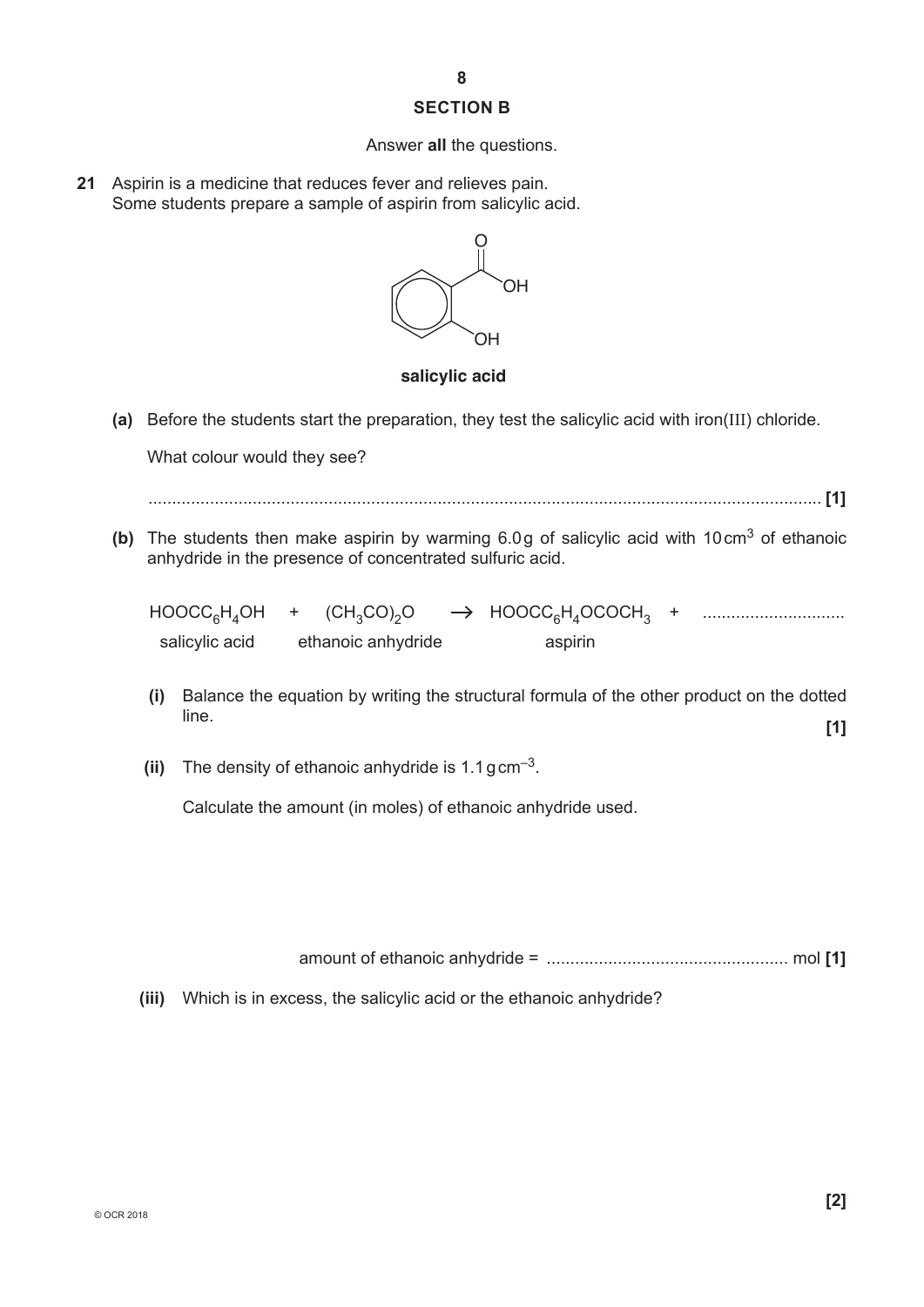## SECTION B

Answer **all** the questions.

**21** Aspirin is a medicine that reduces fever and relieves pain.
Some students prepare a sample of aspirin from salicylic acid.

**salicylic acid**

**(a)** Before the students start the preparation, they test the salicylic acid with iron(III) chloride.

What colour would they see?

.............................................................................................................................................. **[1]**

**(b)** The students then make aspirin by warming 6.0 g of salicylic acid with 10 $cm^3$ of ethanoic anhydride in the presence of concentrated sulfuric acid.

$HOOCC_6H_4OH$ + $(CH_3CO)_2O$ → $HOOCC_6H_4OCOCH_3$ + ..............................

salicylic acid    ethanoic anhydride    aspirin

**(i)** Balance the equation by writing the structural formula of the other product on the dotted line. **[1]**

**(ii)** The density of ethanoic anhydride is 1.1 $g\,cm^{-3}$.

Calculate the amount (in moles) of ethanoic anhydride used.

amount of ethanoic anhydride = .................................................. mol **[1]**

**(iii)** Which is in excess, the salicylic acid or the ethanoic anhydride?

**[2]**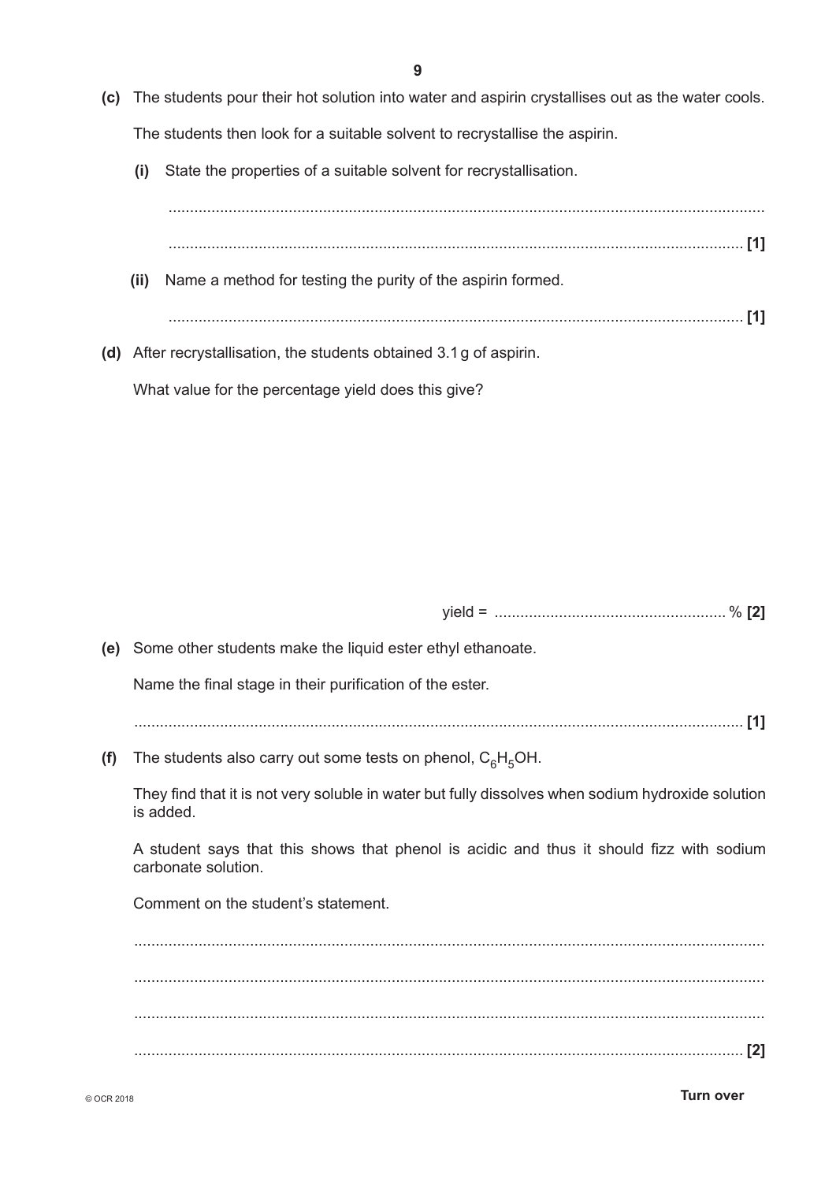**(c)** The students pour their hot solution into water and aspirin crystallises out as the water cools.

The students then look for a suitable solvent to recrystallise the aspirin.

**(i)** State the properties of a suitable solvent for recrystallisation.

..........................................................................................................................................

.................................................................................................................................... **[1]**

**(ii)** Name a method for testing the purity of the aspirin formed.

.................................................................................................................................... **[1]**

**(d)** After recrystallisation, the students obtained 3.1 g of aspirin.

What value for the percentage yield does this give?

yield = ...................................................... % **[2]**

**(e)** Some other students make the liquid ester ethyl ethanoate.

Name the final stage in their purification of the ester.

.................................................................................................................................... **[1]**

**(f)** The students also carry out some tests on phenol, $C_6H_5OH$.

They find that it is not very soluble in water but fully dissolves when sodium hydroxide solution is added.

A student says that this shows that phenol is acidic and thus it should fizz with sodium carbonate solution.

Comment on the student's statement.

..........................................................................................................................................

..........................................................................................................................................

..........................................................................................................................................

.................................................................................................................................... **[2]**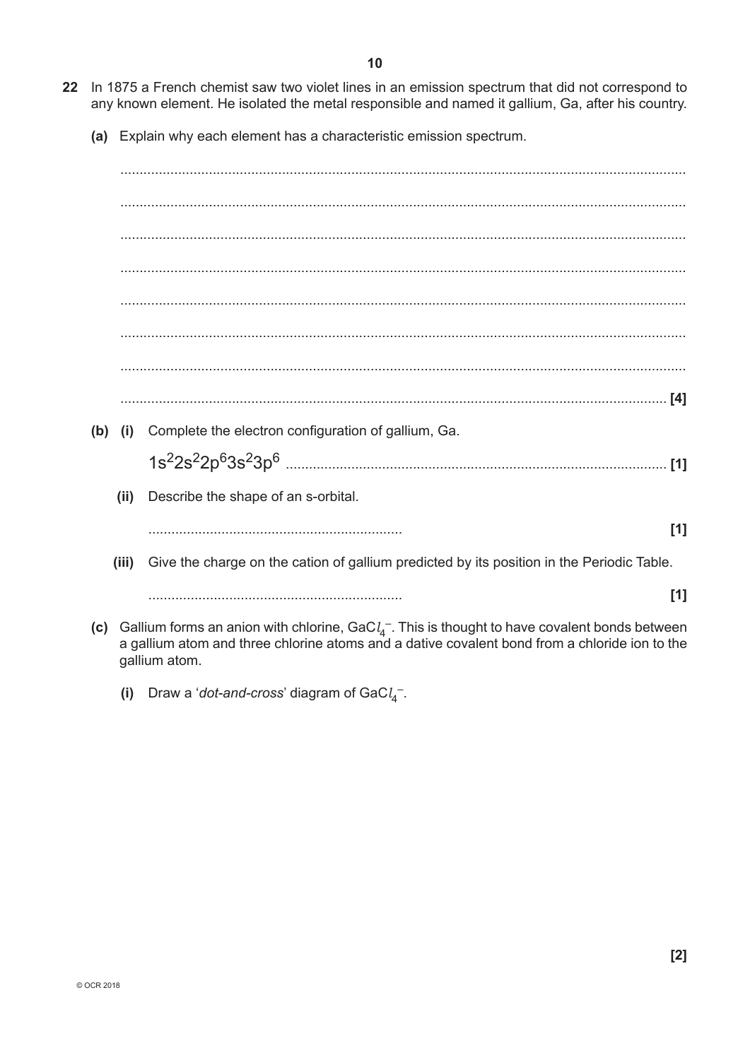**22** In 1875 a French chemist saw two violet lines in an emission spectrum that did not correspond to any known element. He isolated the metal responsible and named it gallium, Ga, after his country.

**(a)** Explain why each element has a characteristic emission spectrum.

..........................................................................................................................................

..........................................................................................................................................

..........................................................................................................................................

..........................................................................................................................................

..........................................................................................................................................

..........................................................................................................................................

..........................................................................................................................................

.......................................................................................................................................... **[4]**

**(b) (i)** Complete the electron configuration of gallium, Ga.

$1s^2 2s^2 2p^6 3s^2 3p^6$ .................................................................................................. **[1]**

**(ii)** Describe the shape of an s-orbital.

.................................................................. **[1]**

**(iii)** Give the charge on the cation of gallium predicted by its position in the Periodic Table.

.................................................................. **[1]**

**(c)** Gallium forms an anion with chlorine, $GaCl_4^-$. This is thought to have covalent bonds between a gallium atom and three chlorine atoms and a dative covalent bond from a chloride ion to the gallium atom.

**(i)** Draw a '*dot-and-cross*' diagram of $GaCl_4^-$.

**[2]**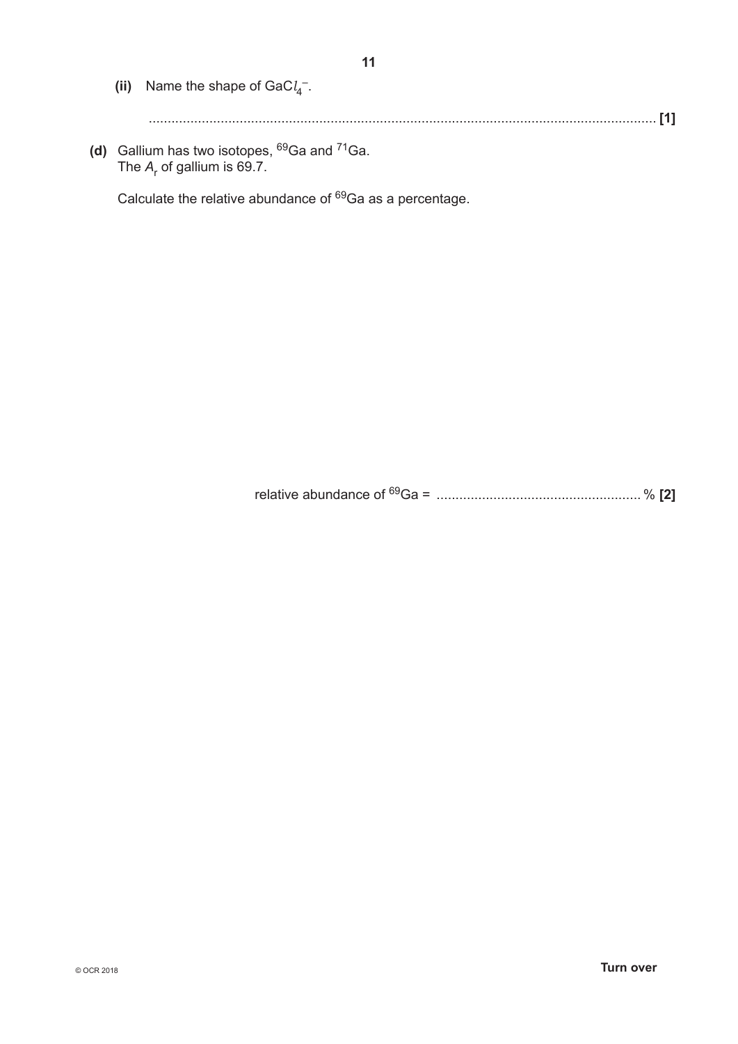**(ii)** Name the shape of $GaCl_4^-$.

...................................................................................................................................... **[1]**

**(d)** Gallium has two isotopes, $^{69}Ga$ and $^{71}Ga$.
The $A_r$ of gallium is 69.7.

Calculate the relative abundance of $^{69}Ga$ as a percentage.

relative abundance of $^{69}Ga$ = ...................................................... % **[2]**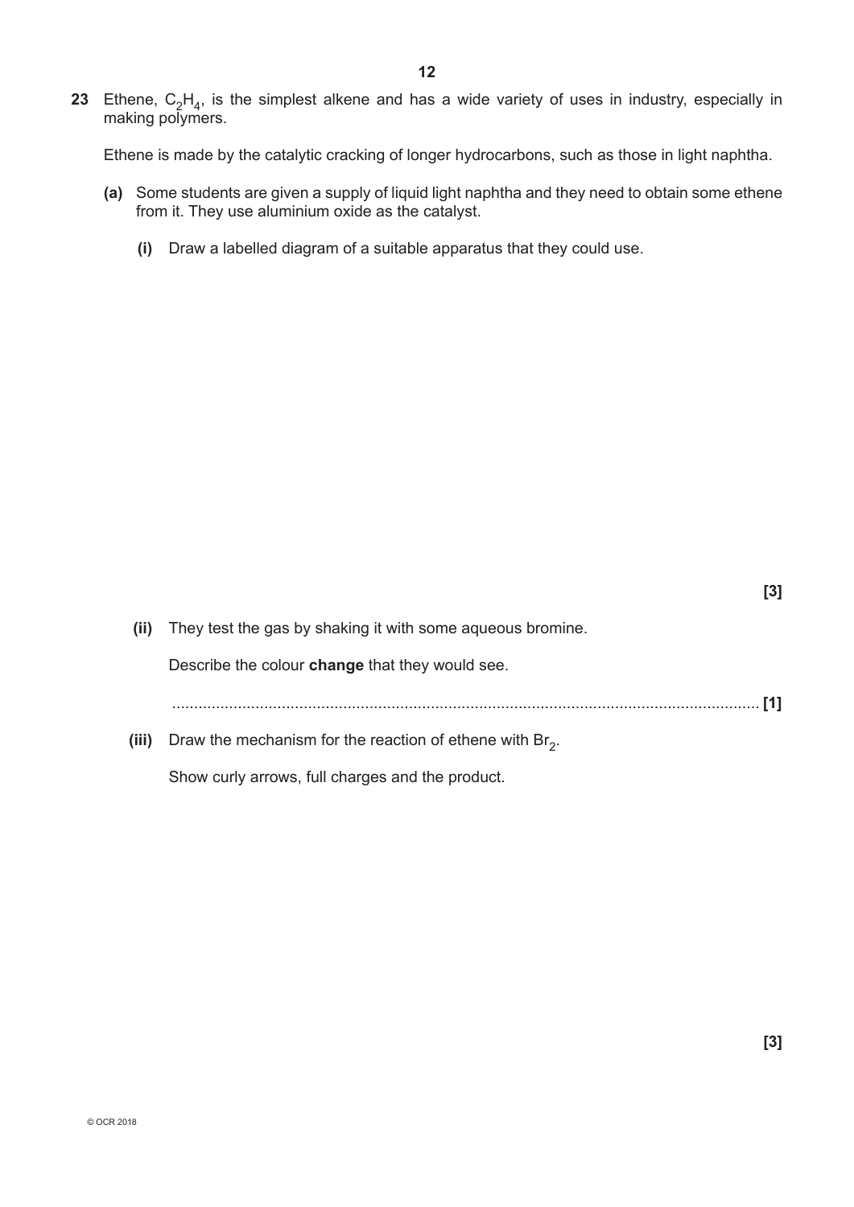**23** Ethene, $C_2H_4$, is the simplest alkene and has a wide variety of uses in industry, especially in making polymers.

Ethene is made by the catalytic cracking of longer hydrocarbons, such as those in light naphtha.

**(a)** Some students are given a supply of liquid light naphtha and they need to obtain some ethene from it. They use aluminium oxide as the catalyst.

**(i)** Draw a labelled diagram of a suitable apparatus that they could use.

**[3]**

**(ii)** They test the gas by shaking it with some aqueous bromine.

Describe the colour **change** that they would see.

........................................................................................................................................ **[1]**

**(iii)** Draw the mechanism for the reaction of ethene with $Br_2$.

Show curly arrows, full charges and the product.

**[3]**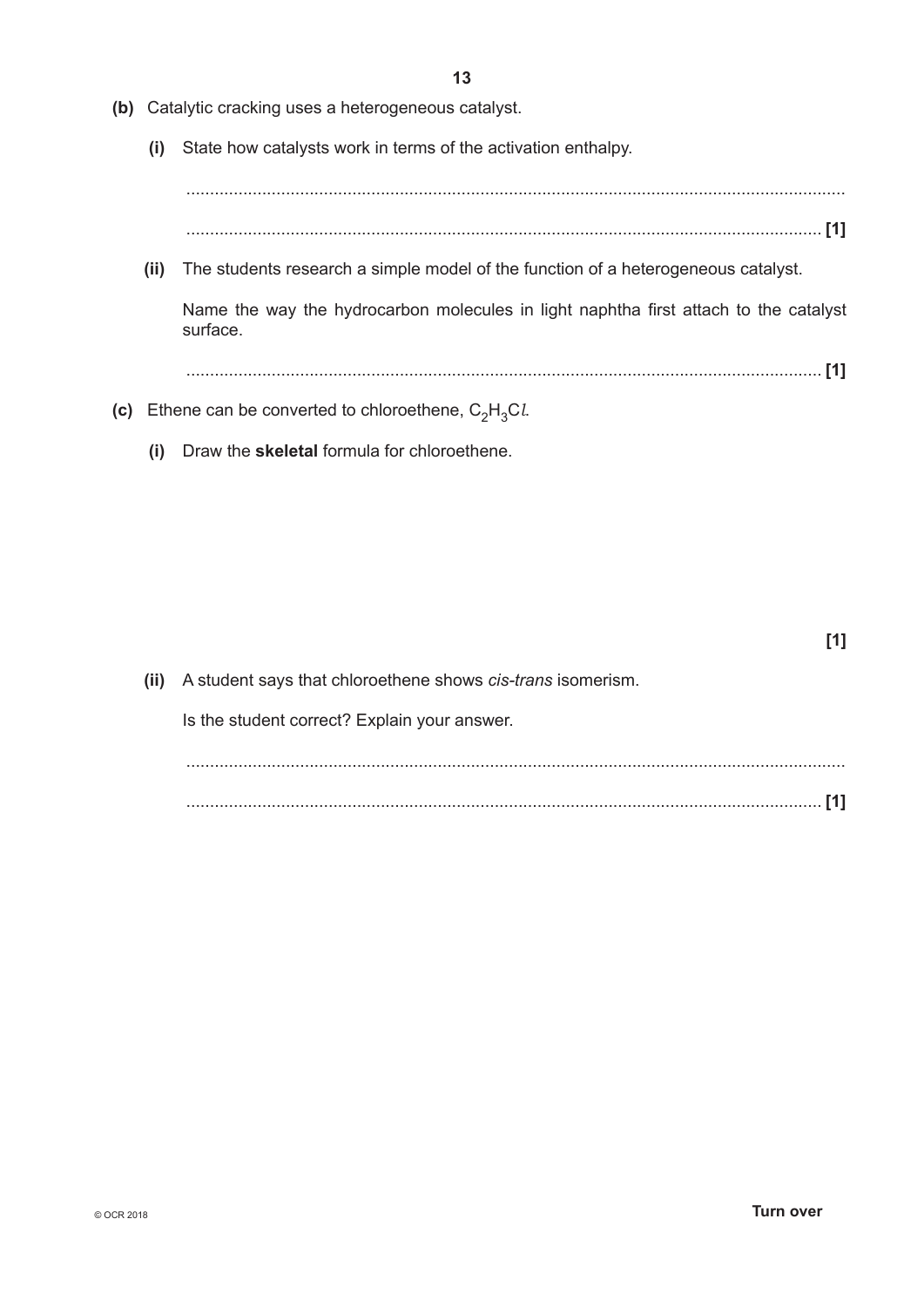**(b)** Catalytic cracking uses a heterogeneous catalyst.

**(i)** State how catalysts work in terms of the activation enthalpy.

..........................................................................................................................................

..................................................................................................................................... **[1]**

**(ii)** The students research a simple model of the function of a heterogeneous catalyst.

Name the way the hydrocarbon molecules in light naphtha first attach to the catalyst surface.

..................................................................................................................................... **[1]**

**(c)** Ethene can be converted to chloroethene, $C_2H_3Cl$.

**(i)** Draw the **skeletal** formula for chloroethene.

**[1]**

**(ii)** A student says that chloroethene shows *cis-trans* isomerism.

Is the student correct? Explain your answer.

..........................................................................................................................................

..................................................................................................................................... **[1]**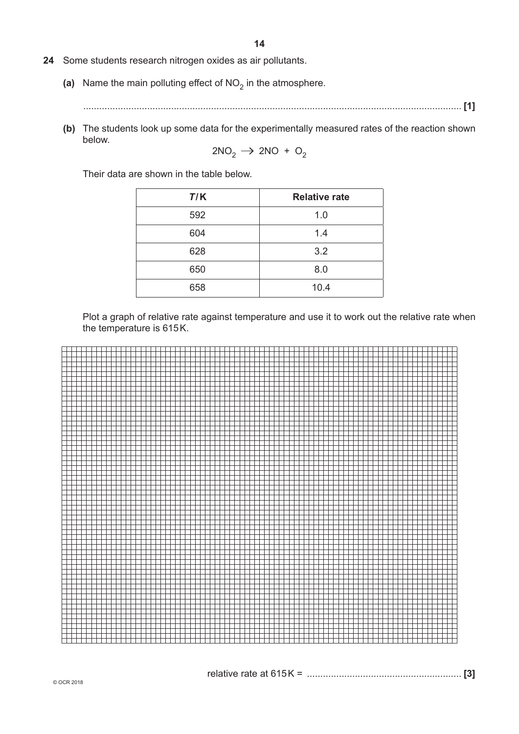**24** Some students research nitrogen oxides as air pollutants.

**(a)** Name the main polluting effect of $NO_2$ in the atmosphere.

............................................................................................................................................... **[1]**

**(b)** The students look up some data for the experimentally measured rates of the reaction shown below.

$$2NO_2 \rightarrow 2NO + O_2$$

Their data are shown in the table below.

| *T* / K | Relative rate |
|---|---|
| 592 | 1.0 |
| 604 | 1.4 |
| 628 | 3.2 |
| 650 | 8.0 |
| 658 | 10.4 |

Plot a graph of relative rate against temperature and use it to work out the relative rate when the temperature is 615 K.

relative rate at 615 K = ......................................................... **[3]**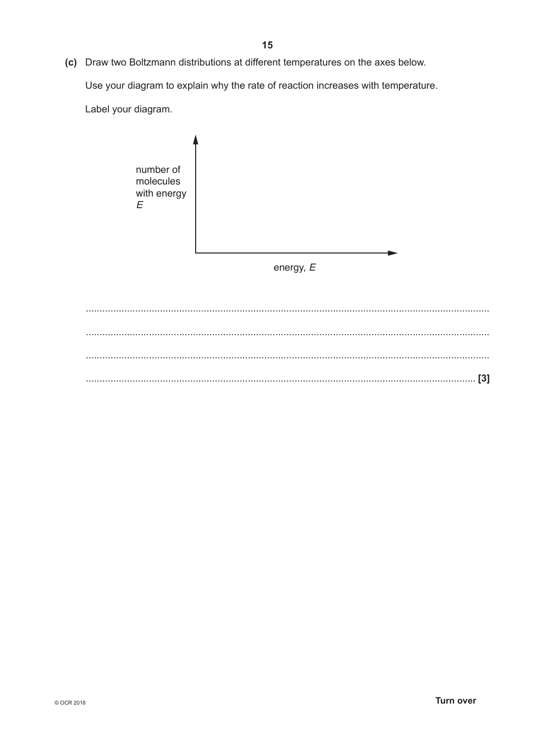**(c)** Draw two Boltzmann distributions at different temperatures on the axes below.

Use your diagram to explain why the rate of reaction increases with temperature.

Label your diagram.

number of molecules with energy $E$

energy, $E$

........................................................................................................................................

........................................................................................................................................

........................................................................................................................................

.................................................................................................................................. **[3]**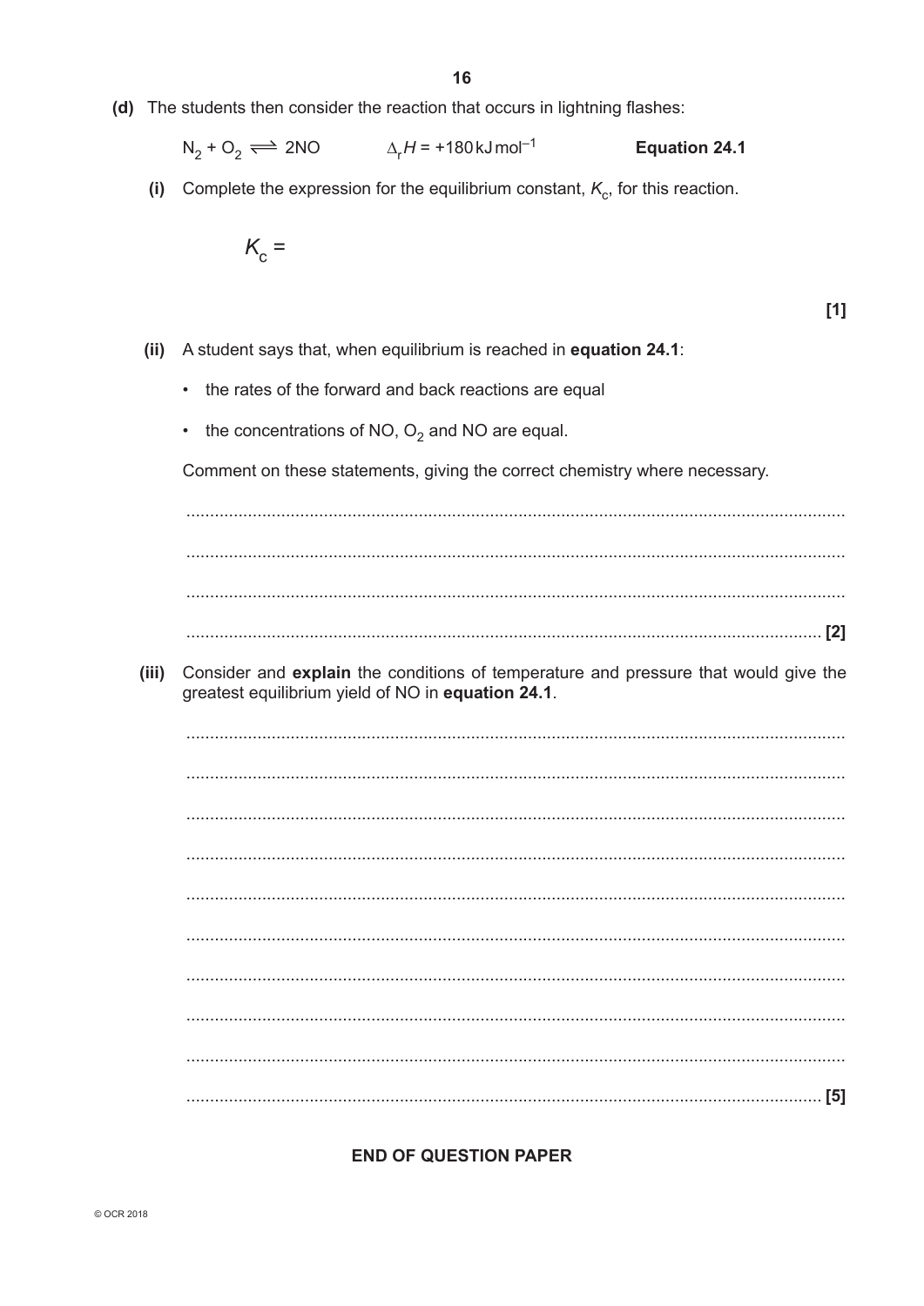**(d)** The students then consider the reaction that occurs in lightning flashes:

$$N_2 + O_2 \rightleftharpoons 2NO \qquad \Delta_r H = +180\,\text{kJ mol}^{-1} \qquad \textbf{Equation 24.1}$$

**(i)** Complete the expression for the equilibrium constant, $K_c$, for this reaction.

$K_c$ =

**[1]**

**(ii)** A student says that, when equilibrium is reached in **equation 24.1**:

- the rates of the forward and back reactions are equal
- the concentrations of NO, $O_2$ and NO are equal.

Comment on these statements, giving the correct chemistry where necessary.

.......................................................................................................................................

.......................................................................................................................................

.......................................................................................................................................

....................................................................................................................................... **[2]**

**(iii)** Consider and **explain** the conditions of temperature and pressure that would give the greatest equilibrium yield of NO in **equation 24.1**.

.......................................................................................................................................

.......................................................................................................................................

.......................................................................................................................................

.......................................................................................................................................

.......................................................................................................................................

.......................................................................................................................................

.......................................................................................................................................

.......................................................................................................................................

.......................................................................................................................................

....................................................................................................................................... **[5]**

**END OF QUESTION PAPER**

© OCR 2018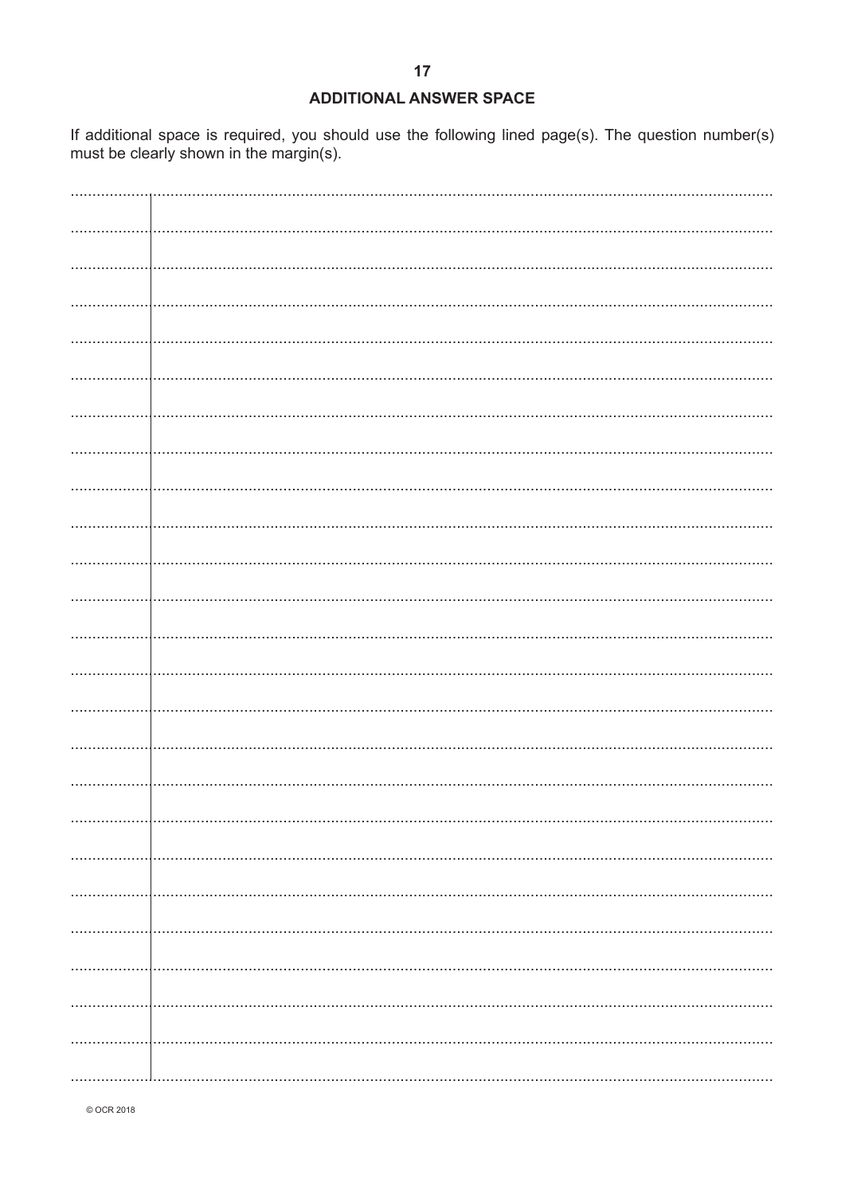## ADDITIONAL ANSWER SPACE

If additional space is required, you should use the following lined page(s). The question number(s) must be clearly shown in the margin(s).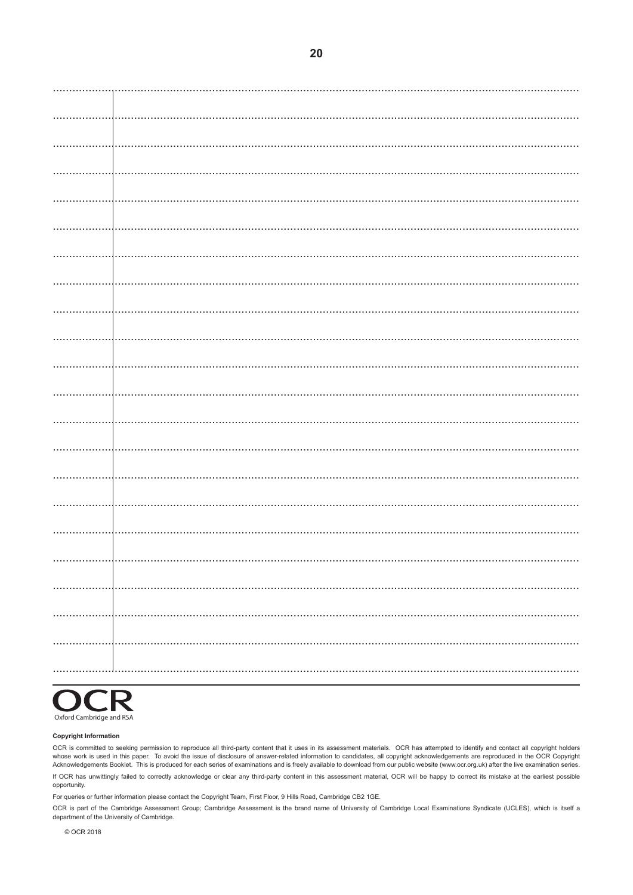Oxford Cambridge and RSA

**Copyright Information**

OCR is committed to seeking permission to reproduce all third-party content that it uses in its assessment materials. OCR has attempted to identify and contact all copyright holders whose work is used in this paper. To avoid the issue of disclosure of answer-related information to candidates, all copyright acknowledgements are reproduced in the OCR Copyright Acknowledgements Booklet. This is produced for each series of examinations and is freely available to download from our public website (www.ocr.org.uk) after the live examination series.

If OCR has unwittingly failed to correctly acknowledge or clear any third-party content in this assessment material, OCR will be happy to correct its mistake at the earliest possible opportunity.

For queries or further information please contact the Copyright Team, First Floor, 9 Hills Road, Cambridge CB2 1GE.

OCR is part of the Cambridge Assessment Group; Cambridge Assessment is the brand name of University of Cambridge Local Examinations Syndicate (UCLES), which is itself a department of the University of Cambridge.

© OCR 2018